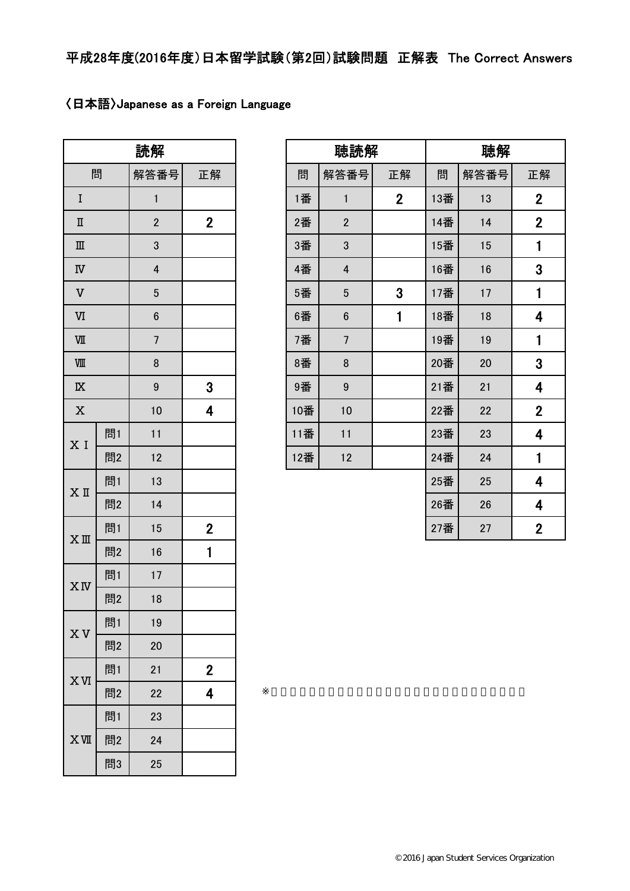# 平成28年度(2016年度)日本留学試験(第2回)試験問題　正解表　The Correct Answers

## 〈日本語〉Japanese as a Foreign Language

| 読解 | | | |
|---|---|---|---|
| 問 | | 解答番号 | 正解 |
| Ⅰ | | 1 | |
| Ⅱ | | 2 | 2 |
| Ⅲ | | 3 | |
| Ⅳ | | 4 | |
| Ⅴ | | 5 | |
| Ⅵ | | 6 | |
| Ⅶ | | 7 | |
| Ⅷ | | 8 | |
| Ⅸ | | 9 | 3 |
| Ⅹ | | 10 | 4 |
| XⅠ | 問1 | 11 | |
| | 問2 | 12 | |
| XⅡ | 問1 | 13 | |
| | 問2 | 14 | |
| XⅢ | 問1 | 15 | 2 |
| | 問2 | 16 | 1 |
| XⅣ | 問1 | 17 | |
| | 問2 | 18 | |
| XⅤ | 問1 | 19 | |
| | 問2 | 20 | |
| XⅥ | 問1 | 21 | 2 |
| | 問2 | 22 | 4 |
| XⅦ | 問1 | 23 | |
| | 問2 | 24 | |
| | 問3 | 25 | |

| 聴読解 | | |
|---|---|---|
| 問 | 解答番号 | 正解 |
| 1番 | 1 | 2 |
| 2番 | 2 | |
| 3番 | 3 | |
| 4番 | 4 | |
| 5番 | 5 | 3 |
| 6番 | 6 | 1 |
| 7番 | 7 | |
| 8番 | 8 | |
| 9番 | 9 | |
| 10番 | 10 | |
| 11番 | 11 | |
| 12番 | 12 | |

| 聴解 | | |
|---|---|---|
| 問 | 解答番号 | 正解 |
| 13番 | 13 | 2 |
| 14番 | 14 | 2 |
| 15番 | 15 | 1 |
| 16番 | 16 | 3 |
| 17番 | 17 | 1 |
| 18番 | 18 | 4 |
| 19番 | 19 | 1 |
| 20番 | 20 | 3 |
| 21番 | 21 | 4 |
| 22番 | 22 | 2 |
| 23番 | 23 | 4 |
| 24番 | 24 | 1 |
| 25番 | 25 | 4 |
| 26番 | 26 | 4 |
| 27番 | 27 | 2 |

※

©2016 Japan Student Services Organization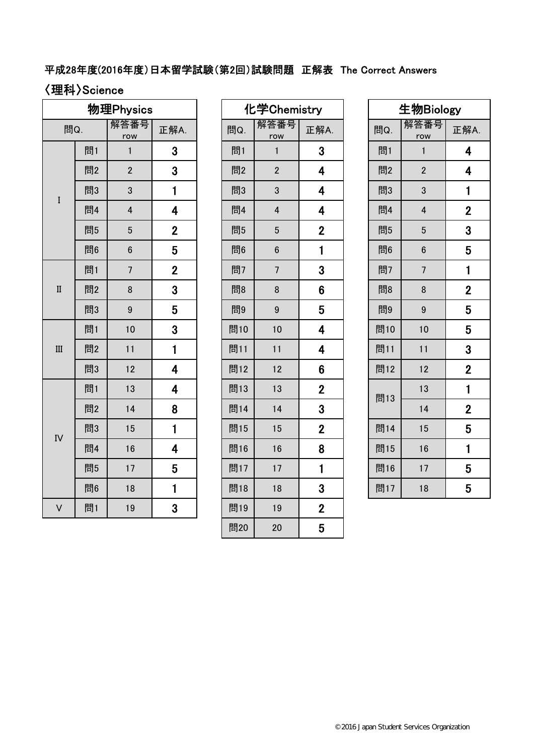# 平成28年度(2016年度)日本留学試験(第2回)試験問題 正解表 The Correct Answers

## 〈理科〉Science

### 物理Physics

| 問Q. | | 解答番号 row | 正解A. |
|---|---|---|---|
| I | 問1 | 1 | 3 |
| | 問2 | 2 | 3 |
| | 問3 | 3 | 1 |
| | 問4 | 4 | 4 |
| | 問5 | 5 | 2 |
| | 問6 | 6 | 5 |
| II | 問1 | 7 | 2 |
| | 問2 | 8 | 3 |
| | 問3 | 9 | 5 |
| III | 問1 | 10 | 3 |
| | 問2 | 11 | 1 |
| | 問3 | 12 | 4 |
| IV | 問1 | 13 | 4 |
| | 問2 | 14 | 8 |
| | 問3 | 15 | 1 |
| | 問4 | 16 | 4 |
| | 問5 | 17 | 5 |
| | 問6 | 18 | 1 |
| V | 問1 | 19 | 3 |

### 化学Chemistry

| 問Q. | 解答番号 row | 正解A. |
|---|---|---|
| 問1 | 1 | 3 |
| 問2 | 2 | 4 |
| 問3 | 3 | 4 |
| 問4 | 4 | 4 |
| 問5 | 5 | 2 |
| 問6 | 6 | 1 |
| 問7 | 7 | 3 |
| 問8 | 8 | 6 |
| 問9 | 9 | 5 |
| 問10 | 10 | 4 |
| 問11 | 11 | 4 |
| 問12 | 12 | 6 |
| 問13 | 13 | 2 |
| 問14 | 14 | 3 |
| 問15 | 15 | 2 |
| 問16 | 16 | 8 |
| 問17 | 17 | 1 |
| 問18 | 18 | 3 |
| 問19 | 19 | 2 |
| 問20 | 20 | 5 |

### 生物Biology

| 問Q. | 解答番号 row | 正解A. |
|---|---|---|
| 問1 | 1 | 4 |
| 問2 | 2 | 4 |
| 問3 | 3 | 1 |
| 問4 | 4 | 2 |
| 問5 | 5 | 3 |
| 問6 | 6 | 5 |
| 問7 | 7 | 1 |
| 問8 | 8 | 2 |
| 問9 | 9 | 5 |
| 問10 | 10 | 5 |
| 問11 | 11 | 3 |
| 問12 | 12 | 2 |
| 問13 | 13 | 1 |
| | 14 | 2 |
| 問14 | 15 | 5 |
| 問15 | 16 | 1 |
| 問16 | 17 | 5 |
| 問17 | 18 | 5 |

©2016 Japan Student Services Organization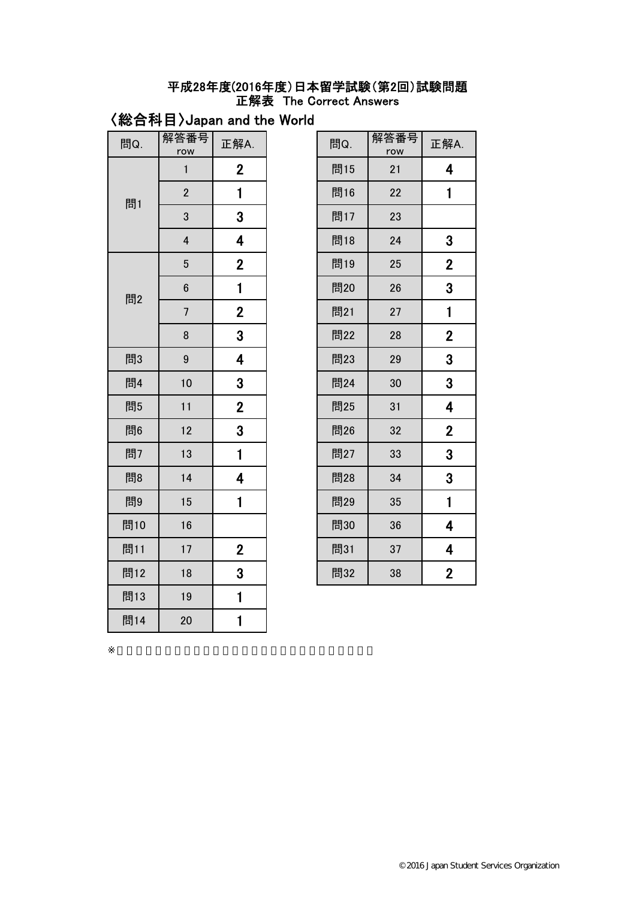平成28年度(2016年度)日本留学試験(第2回)試験問題
正解表 The Correct Answers

## 〈総合科目〉Japan and the World

| 問Q. | 解答番号 row | 正解A. |
|---|---|---|
| 問1 | 1 | 2 |
| | 2 | 1 |
| | 3 | 3 |
| | 4 | 4 |
| 問2 | 5 | 2 |
| | 6 | 1 |
| | 7 | 2 |
| | 8 | 3 |
| 問3 | 9 | 4 |
| 問4 | 10 | 3 |
| 問5 | 11 | 2 |
| 問6 | 12 | 3 |
| 問7 | 13 | 1 |
| 問8 | 14 | 4 |
| 問9 | 15 | 1 |
| 問10 | 16 | |
| 問11 | 17 | 2 |
| 問12 | 18 | 3 |
| 問13 | 19 | 1 |
| 問14 | 20 | 1 |

| 問Q. | 解答番号 row | 正解A. |
|---|---|---|
| 問15 | 21 | 4 |
| 問16 | 22 | 1 |
| 問17 | 23 | |
| 問18 | 24 | 3 |
| 問19 | 25 | 2 |
| 問20 | 26 | 3 |
| 問21 | 27 | 1 |
| 問22 | 28 | 2 |
| 問23 | 29 | 3 |
| 問24 | 30 | 3 |
| 問25 | 31 | 4 |
| 問26 | 32 | 2 |
| 問27 | 33 | 3 |
| 問28 | 34 | 3 |
| 問29 | 35 | 1 |
| 問30 | 36 | 4 |
| 問31 | 37 | 4 |
| 問32 | 38 | 2 |

※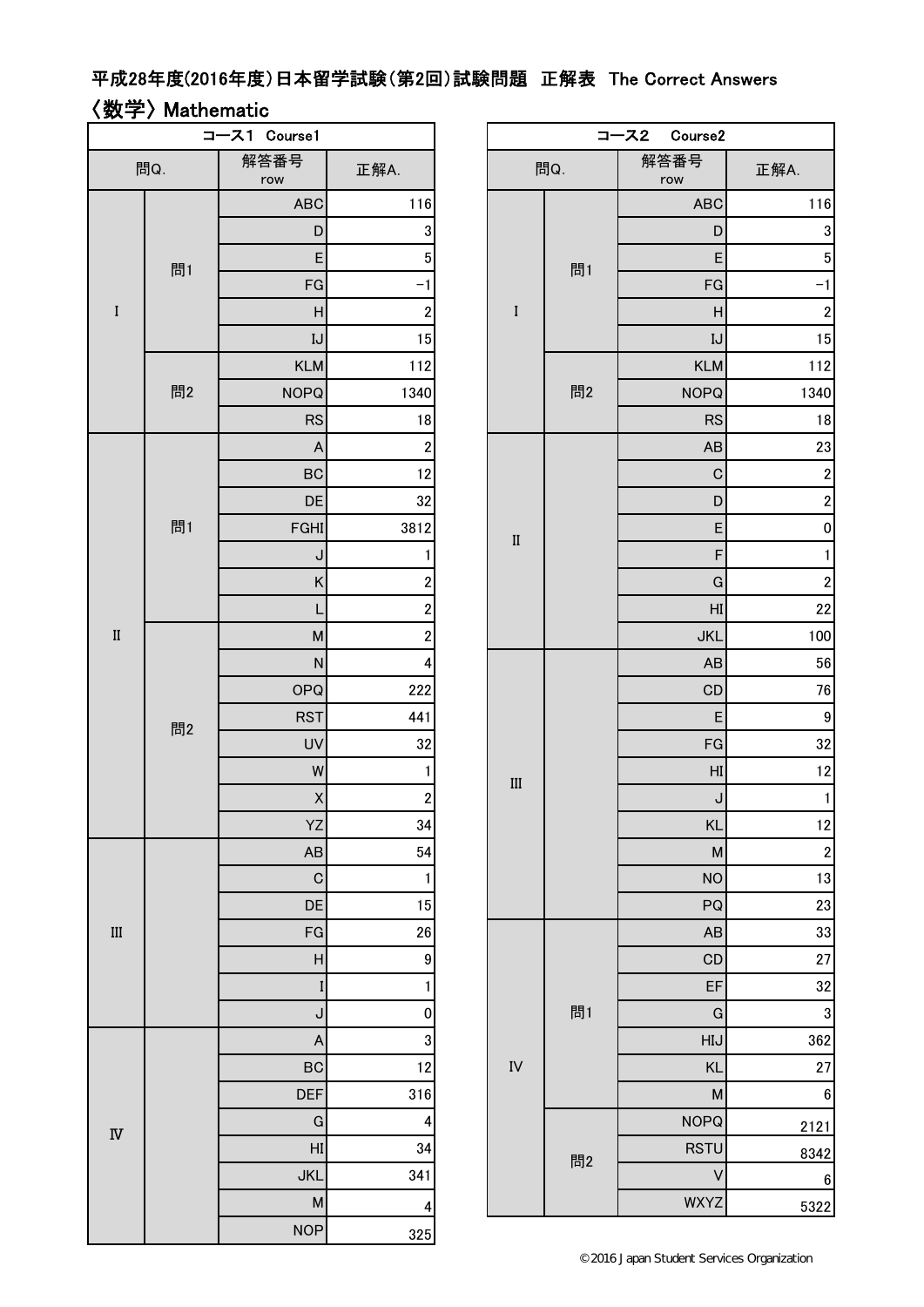平成28年度(2016年度)日本留学試験(第2回)試験問題 正解表 The Correct Answers

〈数学〉Mathematic

| コース1 Course1 | | | |
|---|---|---|---|
| 問Q. | | 解答番号 row | 正解A. |
| I | 問1 | ABC | 116 |
| | | D | 3 |
| | | E | 5 |
| | | FG | −1 |
| | | H | 2 |
| | | IJ | 15 |
| | 問2 | KLM | 112 |
| | | NOPQ | 1340 |
| | | RS | 18 |
| II | 問1 | A | 2 |
| | | BC | 12 |
| | | DE | 32 |
| | | FGHI | 3812 |
| | | J | 1 |
| | | K | 2 |
| | | L | 2 |
| | 問2 | M | 2 |
| | | N | 4 |
| | | OPQ | 222 |
| | | RST | 441 |
| | | UV | 32 |
| | | W | 1 |
| | | X | 2 |
| | | YZ | 34 |
| III | | AB | 54 |
| | | C | 1 |
| | | DE | 15 |
| | | FG | 26 |
| | | H | 9 |
| | | I | 1 |
| | | J | 0 |
| IV | | A | 3 |
| | | BC | 12 |
| | | DEF | 316 |
| | | G | 4 |
| | | HI | 34 |
| | | JKL | 341 |
| | | M | 4 |
| | | NOP | 325 |

| コース2 Course2 | | | |
|---|---|---|---|
| 問Q. | | 解答番号 row | 正解A. |
| I | 問1 | ABC | 116 |
| | | D | 3 |
| | | E | 5 |
| | | FG | −1 |
| | | H | 2 |
| | | IJ | 15 |
| | 問2 | KLM | 112 |
| | | NOPQ | 1340 |
| | | RS | 18 |
| II | | AB | 23 |
| | | C | 2 |
| | | D | 2 |
| | | E | 0 |
| | | F | 1 |
| | | G | 2 |
| | | HI | 22 |
| | | JKL | 100 |
| III | | AB | 56 |
| | | CD | 76 |
| | | E | 9 |
| | | FG | 32 |
| | | HI | 12 |
| | | J | 1 |
| | | KL | 12 |
| | | M | 2 |
| | | NO | 13 |
| | | PQ | 23 |
| IV | 問1 | AB | 33 |
| | | CD | 27 |
| | | EF | 32 |
| | | G | 3 |
| | | HIJ | 362 |
| | | KL | 27 |
| | | M | 6 |
| | 問2 | NOPQ | 2121 |
| | | RSTU | 8342 |
| | | V | 6 |
| | | WXYZ | 5322 |

©2016 Japan Student Services Organization